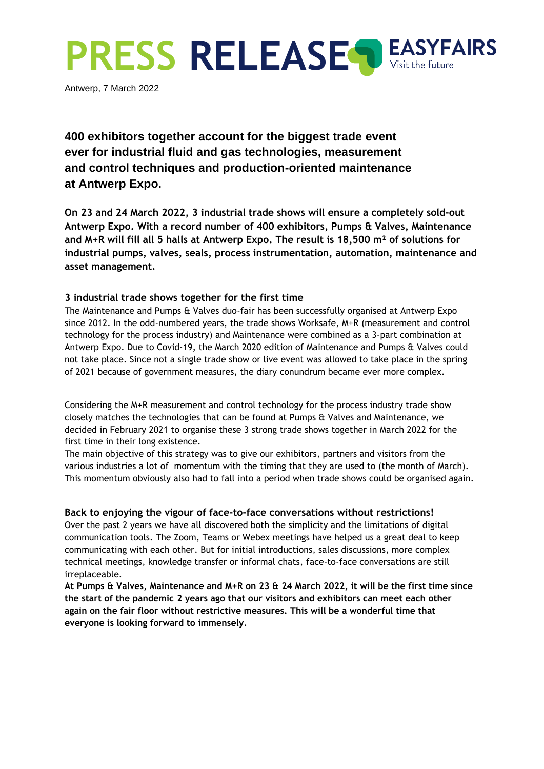# PRESS RELEASE

EASYFAIRS
Visit the future

Antwerp, 7 March 2022

## 400 exhibitors together account for the biggest trade event ever for industrial fluid and gas technologies, measurement and control techniques and production-oriented maintenance at Antwerp Expo.

**On 23 and 24 March 2022, 3 industrial trade shows will ensure a completely sold-out Antwerp Expo. With a record number of 400 exhibitors, Pumps & Valves, Maintenance and M+R will fill all 5 halls at Antwerp Expo. The result is 18,500 m² of solutions for industrial pumps, valves, seals, process instrumentation, automation, maintenance and asset management.**

### 3 industrial trade shows together for the first time

The Maintenance and Pumps & Valves duo-fair has been successfully organised at Antwerp Expo since 2012. In the odd-numbered years, the trade shows Worksafe, M+R (measurement and control technology for the process industry) and Maintenance were combined as a 3-part combination at Antwerp Expo. Due to Covid-19, the March 2020 edition of Maintenance and Pumps & Valves could not take place. Since not a single trade show or live event was allowed to take place in the spring of 2021 because of government measures, the diary conundrum became ever more complex.

Considering the M+R measurement and control technology for the process industry trade show closely matches the technologies that can be found at Pumps & Valves and Maintenance, we decided in February 2021 to organise these 3 strong trade shows together in March 2022 for the first time in their long existence.
The main objective of this strategy was to give our exhibitors, partners and visitors from the various industries a lot of momentum with the timing that they are used to (the month of March). This momentum obviously also had to fall into a period when trade shows could be organised again.

### Back to enjoying the vigour of face-to-face conversations without restrictions!

Over the past 2 years we have all discovered both the simplicity and the limitations of digital communication tools. The Zoom, Teams or Webex meetings have helped us a great deal to keep communicating with each other. But for initial introductions, sales discussions, more complex technical meetings, knowledge transfer or informal chats, face-to-face conversations are still irreplaceable.
**At Pumps & Valves, Maintenance and M+R on 23 & 24 March 2022, it will be the first time since the start of the pandemic 2 years ago that our visitors and exhibitors can meet each other again on the fair floor without restrictive measures. This will be a wonderful time that everyone is looking forward to immensely.**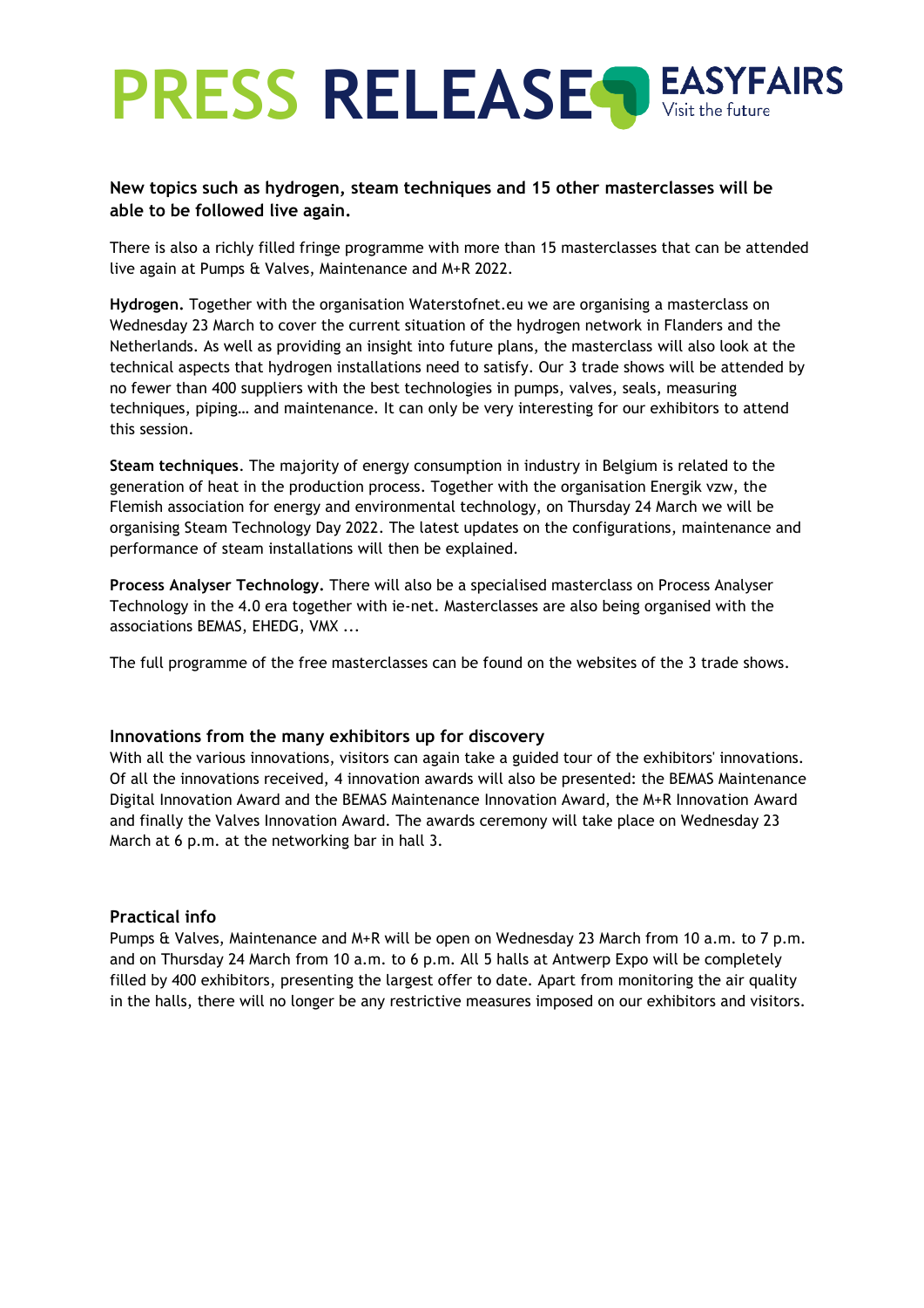**New topics such as hydrogen, steam techniques and 15 other masterclasses will be able to be followed live again.**

There is also a richly filled fringe programme with more than 15 masterclasses that can be attended live again at Pumps & Valves, Maintenance and M+R 2022.

**Hydrogen.** Together with the organisation Waterstofnet.eu we are organising a masterclass on Wednesday 23 March to cover the current situation of the hydrogen network in Flanders and the Netherlands. As well as providing an insight into future plans, the masterclass will also look at the technical aspects that hydrogen installations need to satisfy. Our 3 trade shows will be attended by no fewer than 400 suppliers with the best technologies in pumps, valves, seals, measuring techniques, piping… and maintenance. It can only be very interesting for our exhibitors to attend this session.

**Steam techniques**. The majority of energy consumption in industry in Belgium is related to the generation of heat in the production process. Together with the organisation Energik vzw, the Flemish association for energy and environmental technology, on Thursday 24 March we will be organising Steam Technology Day 2022. The latest updates on the configurations, maintenance and performance of steam installations will then be explained.

**Process Analyser Technology.** There will also be a specialised masterclass on Process Analyser Technology in the 4.0 era together with ie-net. Masterclasses are also being organised with the associations BEMAS, EHEDG, VMX ...

The full programme of the free masterclasses can be found on the websites of the 3 trade shows.

### Innovations from the many exhibitors up for discovery

With all the various innovations, visitors can again take a guided tour of the exhibitors' innovations. Of all the innovations received, 4 innovation awards will also be presented: the BEMAS Maintenance Digital Innovation Award and the BEMAS Maintenance Innovation Award, the M+R Innovation Award and finally the Valves Innovation Award. The awards ceremony will take place on Wednesday 23 March at 6 p.m. at the networking bar in hall 3.

### Practical info

Pumps & Valves, Maintenance and M+R will be open on Wednesday 23 March from 10 a.m. to 7 p.m. and on Thursday 24 March from 10 a.m. to 6 p.m. All 5 halls at Antwerp Expo will be completely filled by 400 exhibitors, presenting the largest offer to date. Apart from monitoring the air quality in the halls, there will no longer be any restrictive measures imposed on our exhibitors and visitors.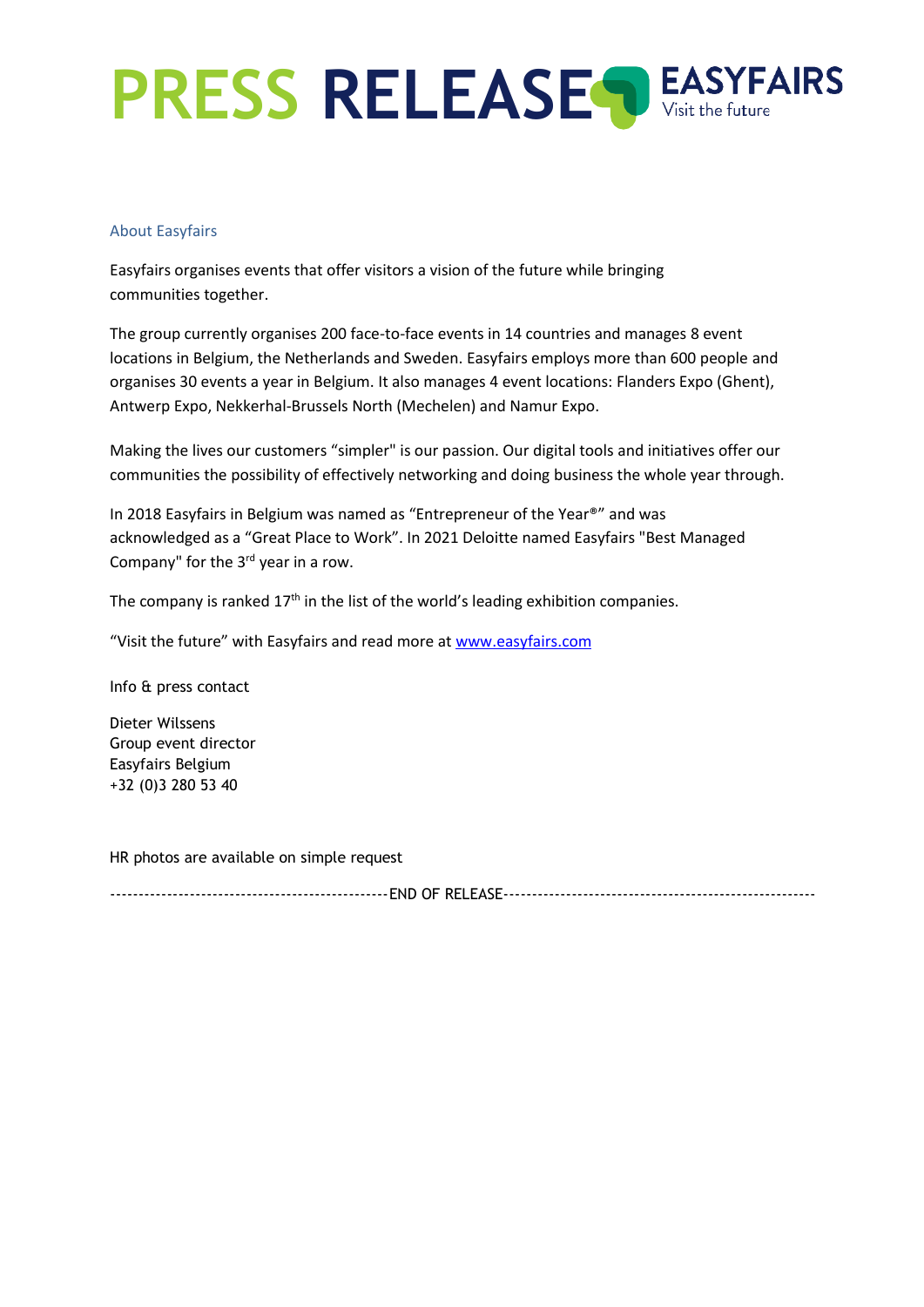# PRESS RELEASE

EASYFAIRS
Visit the future

## About Easyfairs

Easyfairs organises events that offer visitors a vision of the future while bringing communities together.

The group currently organises 200 face-to-face events in 14 countries and manages 8 event locations in Belgium, the Netherlands and Sweden. Easyfairs employs more than 600 people and organises 30 events a year in Belgium. It also manages 4 event locations: Flanders Expo (Ghent), Antwerp Expo, Nekkerhal-Brussels North (Mechelen) and Namur Expo.

Making the lives our customers “simpler" is our passion. Our digital tools and initiatives offer our communities the possibility of effectively networking and doing business the whole year through.

In 2018 Easyfairs in Belgium was named as “Entrepreneur of the Year®” and was acknowledged as a “Great Place to Work”. In 2021 Deloitte named Easyfairs "Best Managed Company" for the 3rd year in a row.

The company is ranked 17th in the list of the world’s leading exhibition companies.

“Visit the future” with Easyfairs and read more at www.easyfairs.com

Info & press contact

Dieter Wilssens
Group event director
Easyfairs Belgium
+32 (0)3 280 53 40

HR photos are available on simple request

-----------------------------------------------END OF RELEASE-----------------------------------------------------